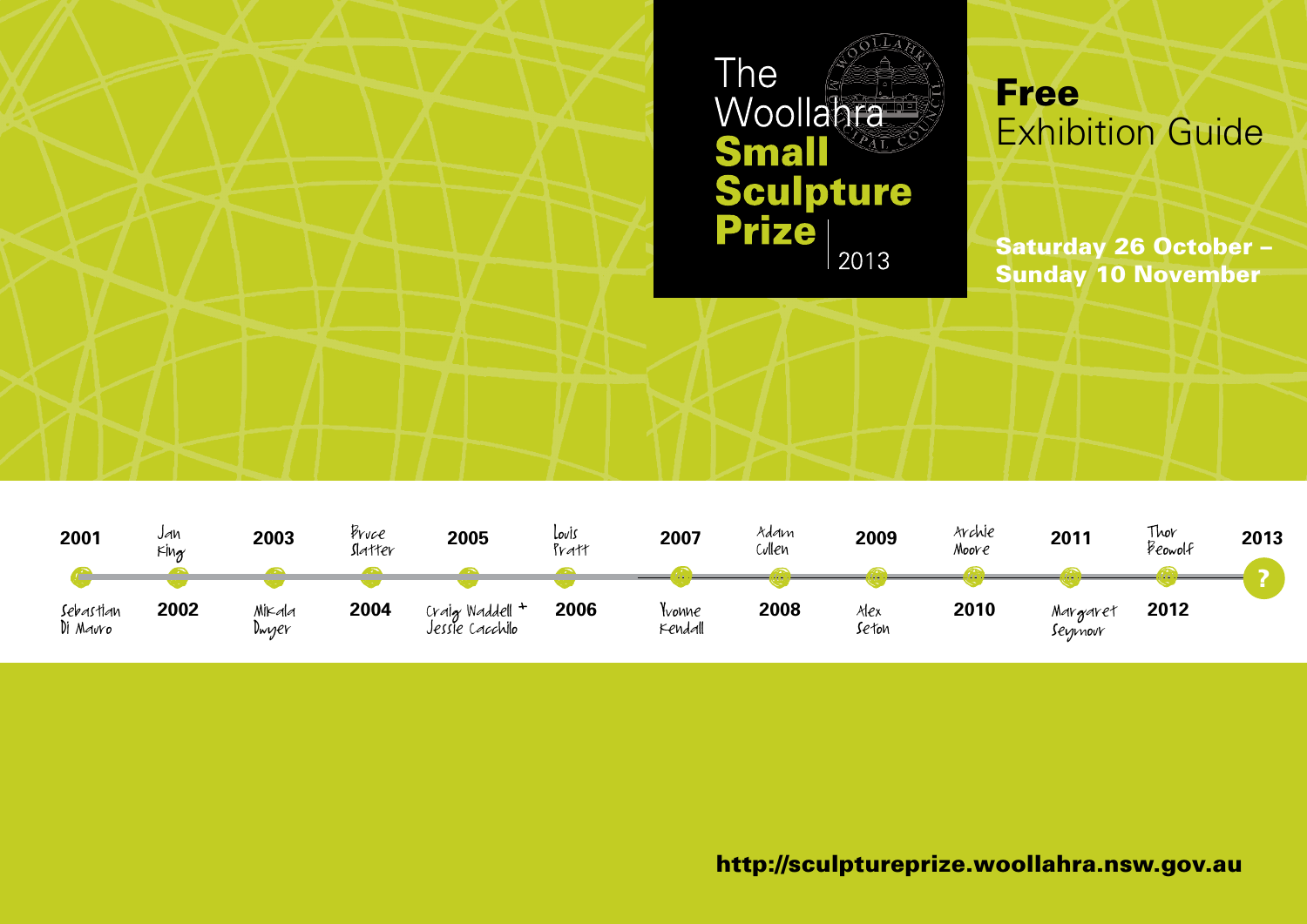# The Woollahra Small Sculpture Prize 2013

## Free
Exhibition Guide

**Saturday 26 October – Sunday 10 November**

| Year | Winner |
|---|---|
| 2001 | Sebastian Di Mauro |
| 2002 | Jan King |
| 2003 | Mikala Dwyer |
| 2004 | Bruce Slatter |
| 2005 | Craig Waddell + Jessie Cacchillo |
| 2006 | Louis Pratt |
| 2007 | Yvonne Kendall |
| 2008 | Adam Cullen |
| 2009 | Alex Seton |
| 2010 | Archie Moore |
| 2011 | Margaret Seymour |
| 2012 | Thor Beowolf |
| 2013 | ? |

**http://sculptureprize.woollahra.nsw.gov.au**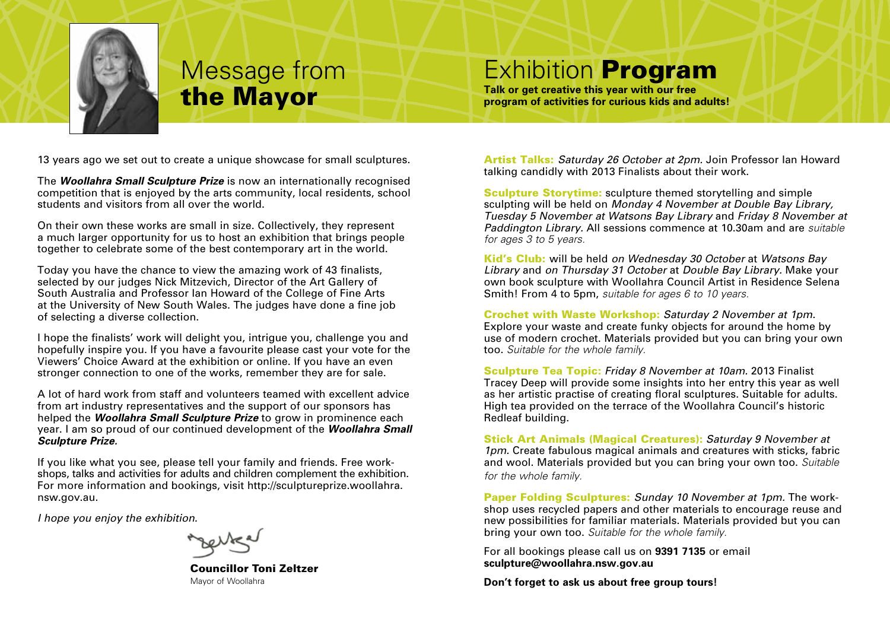# Message from **the Mayor**

13 years ago we set out to create a unique showcase for small sculptures.

The ***Woollahra Small Sculpture Prize*** is now an internationally recognised competition that is enjoyed by the arts community, local residents, school students and visitors from all over the world.

On their own these works are small in size. Collectively, they represent a much larger opportunity for us to host an exhibition that brings people together to celebrate some of the best contemporary art in the world.

Today you have the chance to view the amazing work of 43 finalists, selected by our judges Nick Mitzevich, Director of the Art Gallery of South Australia and Professor Ian Howard of the College of Fine Arts at the University of New South Wales. The judges have done a fine job of selecting a diverse collection.

I hope the finalists' work will delight you, intrigue you, challenge you and hopefully inspire you. If you have a favourite please cast your vote for the Viewers' Choice Award at the exhibition or online. If you have an even stronger connection to one of the works, remember they are for sale.

A lot of hard work from staff and volunteers teamed with excellent advice from art industry representatives and the support of our sponsors has helped the ***Woollahra Small Sculpture Prize*** to grow in prominence each year. I am so proud of our continued development of the ***Woollahra Small Sculpture Prize***.

If you like what you see, please tell your family and friends. Free workshops, talks and activities for adults and children complement the exhibition. For more information and bookings, visit http://sculptureprize.woollahra.nsw.gov.au.

*I hope you enjoy the exhibition.*

**Councillor Toni Zeltzer**
Mayor of Woollahra

# Exhibition **Program**

**Talk or get creative this year with our free program of activities for curious kids and adults!**

**Artist Talks:** *Saturday 26 October at 2pm.* Join Professor Ian Howard talking candidly with 2013 Finalists about their work.

**Sculpture Storytime:** sculpture themed storytelling and simple sculpting will be held on *Monday 4 November at Double Bay Library, Tuesday 5 November at Watsons Bay Library* and *Friday 8 November at Paddington Library.* All sessions commence at 10.30am and are *suitable for ages 3 to 5 years.*

**Kid's Club:** will be held *on Wednesday 30 October* at *Watsons Bay Library* and *on Thursday 31 October* at *Double Bay Library.* Make your own book sculpture with Woollahra Council Artist in Residence Selena Smith! From 4 to 5pm, *suitable for ages 6 to 10 years.*

**Crochet with Waste Workshop:** *Saturday 2 November at 1pm.* Explore your waste and create funky objects for around the home by use of modern crochet. Materials provided but you can bring your own too. *Suitable for the whole family.*

**Sculpture Tea Topic:** *Friday 8 November at 10am.* 2013 Finalist Tracey Deep will provide some insights into her entry this year as well as her artistic practise of creating floral sculptures. Suitable for adults. High tea provided on the terrace of the Woollahra Council's historic Redleaf building.

**Stick Art Animals (Magical Creatures):** *Saturday 9 November at 1pm.* Create fabulous magical animals and creatures with sticks, fabric and wool. Materials provided but you can bring your own too. *Suitable for the whole family.*

**Paper Folding Sculptures:** *Sunday 10 November at 1pm.* The workshop uses recycled papers and other materials to encourage reuse and new possibilities for familiar materials. Materials provided but you can bring your own too. *Suitable for the whole family.*

For all bookings please call us on **9391 7135** or email **sculpture@woollahra.nsw.gov.au**

**Don't forget to ask us about free group tours!**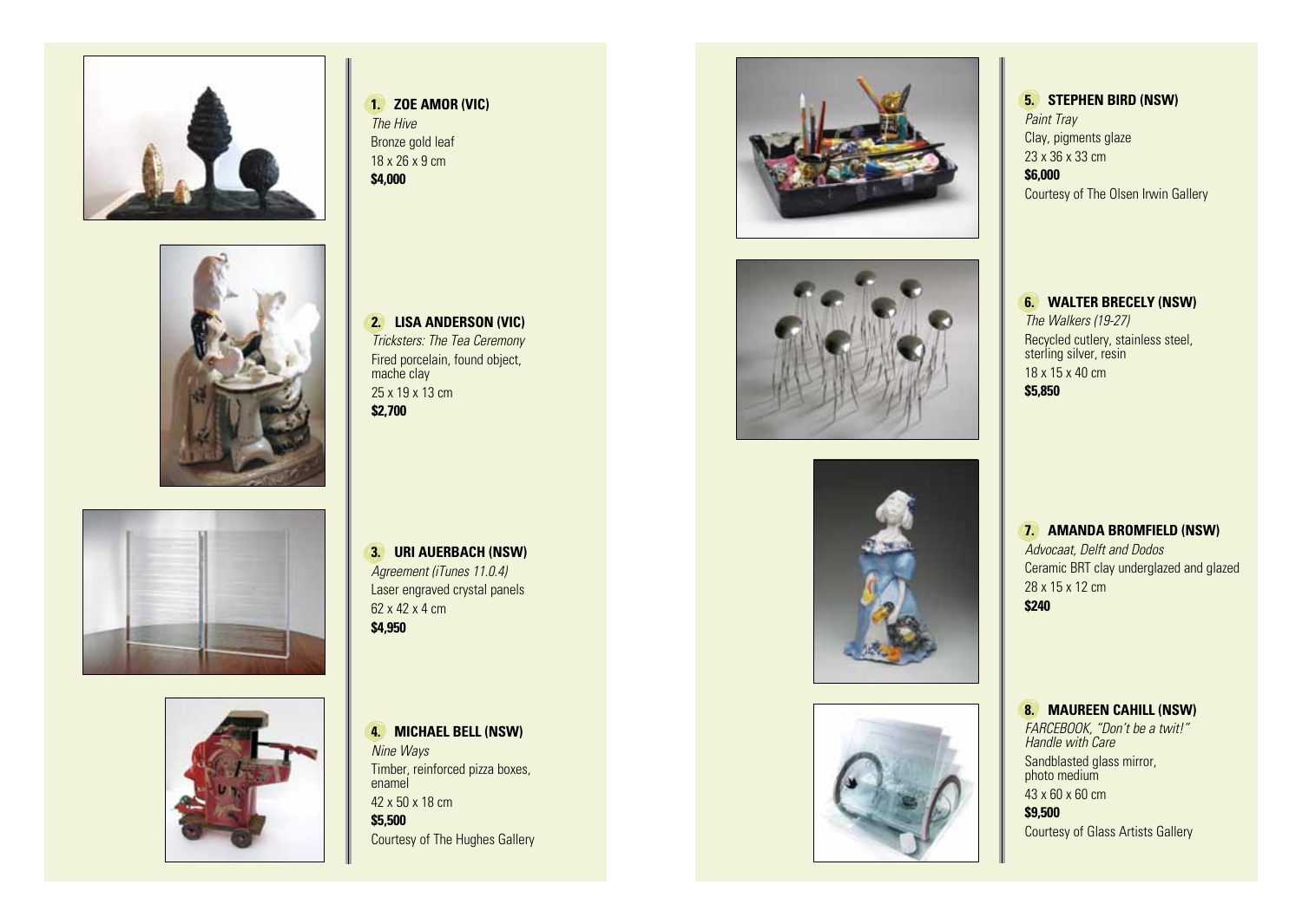**1. ZOE AMOR (VIC)**
*The Hive*
Bronze gold leaf
18 x 26 x 9 cm
**$4,000**

**2. LISA ANDERSON (VIC)**
*Tricksters: The Tea Ceremony*
Fired porcelain, found object, mache clay
25 x 19 x 13 cm
**$2,700**

**3. URI AUERBACH (NSW)**
*Agreement (iTunes 11.0.4)*
Laser engraved crystal panels
62 x 42 x 4 cm
**$4,950**

**4. MICHAEL BELL (NSW)**
*Nine Ways*
Timber, reinforced pizza boxes, enamel
42 x 50 x 18 cm
**$5,500**
Courtesy of The Hughes Gallery

**5. STEPHEN BIRD (NSW)**
*Paint Tray*
Clay, pigments glaze
23 x 36 x 33 cm
**$6,000**
Courtesy of The Olsen Irwin Gallery

**6. WALTER BRECELY (NSW)**
*The Walkers (19-27)*
Recycled cutlery, stainless steel, sterling silver, resin
18 x 15 x 40 cm
**$5,850**

**7. AMANDA BROMFIELD (NSW)**
*Advocaat, Delft and Dodos*
Ceramic BRT clay underglazed and glazed
28 x 15 x 12 cm
**$240**

**8. MAUREEN CAHILL (NSW)**
*FARCEBOOK, "Don't be a twit!" Handle with Care*
Sandblasted glass mirror, photo medium
43 x 60 x 60 cm
**$9,500**
Courtesy of Glass Artists Gallery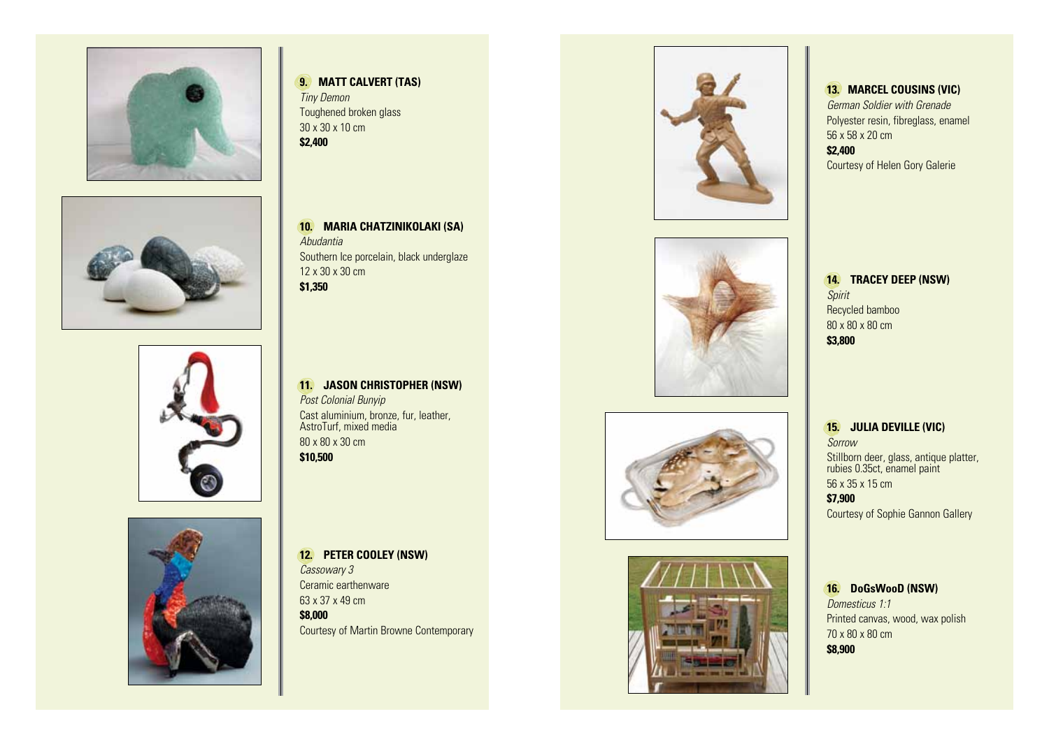### 9. MATT CALVERT (TAS)

*Tiny Demon*
Toughened broken glass
30 x 30 x 10 cm
**$2,400**

### 10. MARIA CHATZINIKOLAKI (SA)

*Abudantia*
Southern Ice porcelain, black underglaze
12 x 30 x 30 cm
**$1,350**

### 11. JASON CHRISTOPHER (NSW)

*Post Colonial Bunyip*
Cast aluminium, bronze, fur, leather, AstroTurf, mixed media
80 x 80 x 30 cm
**$10,500**

### 12. PETER COOLEY (NSW)

*Cassowary 3*
Ceramic earthenware
63 x 37 x 49 cm
**$8,000**
Courtesy of Martin Browne Contemporary

### 13. MARCEL COUSINS (VIC)

*German Soldier with Grenade*
Polyester resin, fibreglass, enamel
56 x 58 x 20 cm
**$2,400**
Courtesy of Helen Gory Galerie

### 14. TRACEY DEEP (NSW)

*Spirit*
Recycled bamboo
80 x 80 x 80 cm
**$3,800**

### 15. JULIA DEVILLE (VIC)

*Sorrow*
Stillborn deer, glass, antique platter, rubies 0.35ct, enamel paint
56 x 35 x 15 cm
**$7,900**
Courtesy of Sophie Gannon Gallery

### 16. DoGsWooD (NSW)

*Domesticus 1:1*
Printed canvas, wood, wax polish
70 x 80 x 80 cm
**$8,900**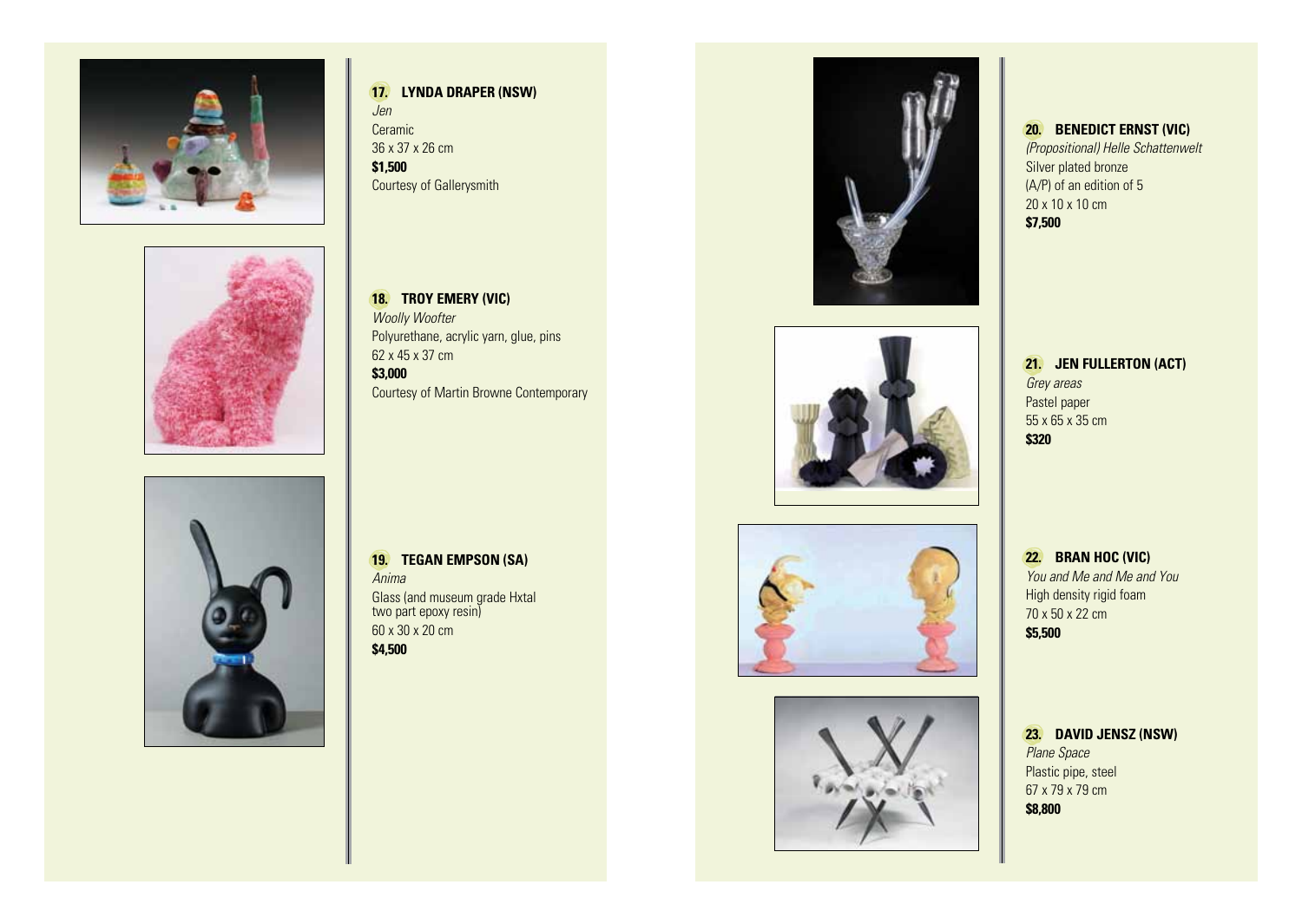### 17. LYNDA DRAPER (NSW)

*Jen*
Ceramic
36 x 37 x 26 cm
**$1,500**
Courtesy of Gallerysmith

### 18. TROY EMERY (VIC)

*Woolly Woofter*
Polyurethane, acrylic yarn, glue, pins
62 x 45 x 37 cm
**$3,000**
Courtesy of Martin Browne Contemporary

### 19. TEGAN EMPSON (SA)

*Anima*
Glass (and museum grade Hxtal two part epoxy resin)
60 x 30 x 20 cm
**$4,500**

### 20. BENEDICT ERNST (VIC)

*(Propositional) Helle Schattenwelt*
Silver plated bronze
(A/P) of an edition of 5
20 x 10 x 10 cm
**$7,500**

### 21. JEN FULLERTON (ACT)

*Grey areas*
Pastel paper
55 x 65 x 35 cm
**$320**

### 22. BRAN HOC (VIC)

*You and Me and Me and You*
High density rigid foam
70 x 50 x 22 cm
**$5,500**

### 23. DAVID JENSZ (NSW)

*Plane Space*
Plastic pipe, steel
67 x 79 x 79 cm
**$8,800**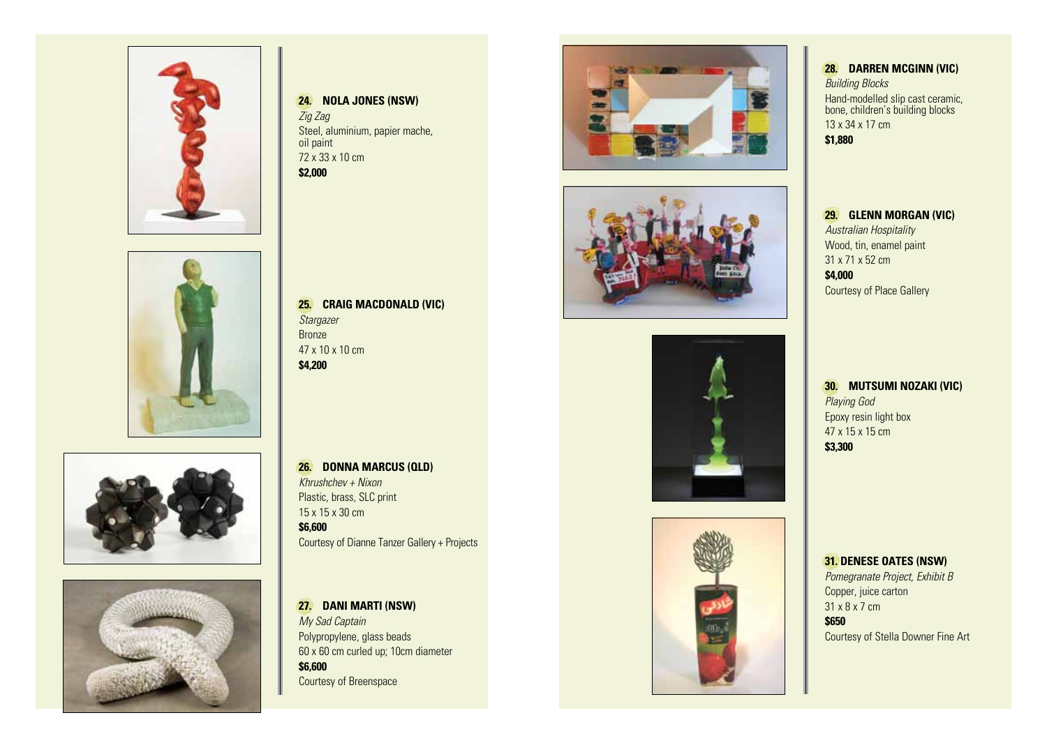**24. NOLA JONES (NSW)**
*Zig Zag*
Steel, aluminium, papier mache, oil paint
72 x 33 x 10 cm
**$2,000**

**25. CRAIG MACDONALD (VIC)**
*Stargazer*
Bronze
47 x 10 x 10 cm
**$4,200**

**26. DONNA MARCUS (QLD)**
*Khrushchev + Nixon*
Plastic, brass, SLC print
15 x 15 x 30 cm
**$6,600**
Courtesy of Dianne Tanzer Gallery + Projects

**27. DANI MARTI (NSW)**
*My Sad Captain*
Polypropylene, glass beads
60 x 60 cm curled up; 10cm diameter
**$6,600**
Courtesy of Breenspace

**28. DARREN MCGINN (VIC)**
*Building Blocks*
Hand-modelled slip cast ceramic, bone, children's building blocks
13 x 34 x 17 cm
**$1,880**

**29. GLENN MORGAN (VIC)**
*Australian Hospitality*
Wood, tin, enamel paint
31 x 71 x 52 cm
**$4,000**
Courtesy of Place Gallery

**30. MUTSUMI NOZAKI (VIC)**
*Playing God*
Epoxy resin light box
47 x 15 x 15 cm
**$3,300**

**31. DENESE OATES (NSW)**
*Pomegranate Project, Exhibit B*
Copper, juice carton
31 x 8 x 7 cm
**$650**
Courtesy of Stella Downer Fine Art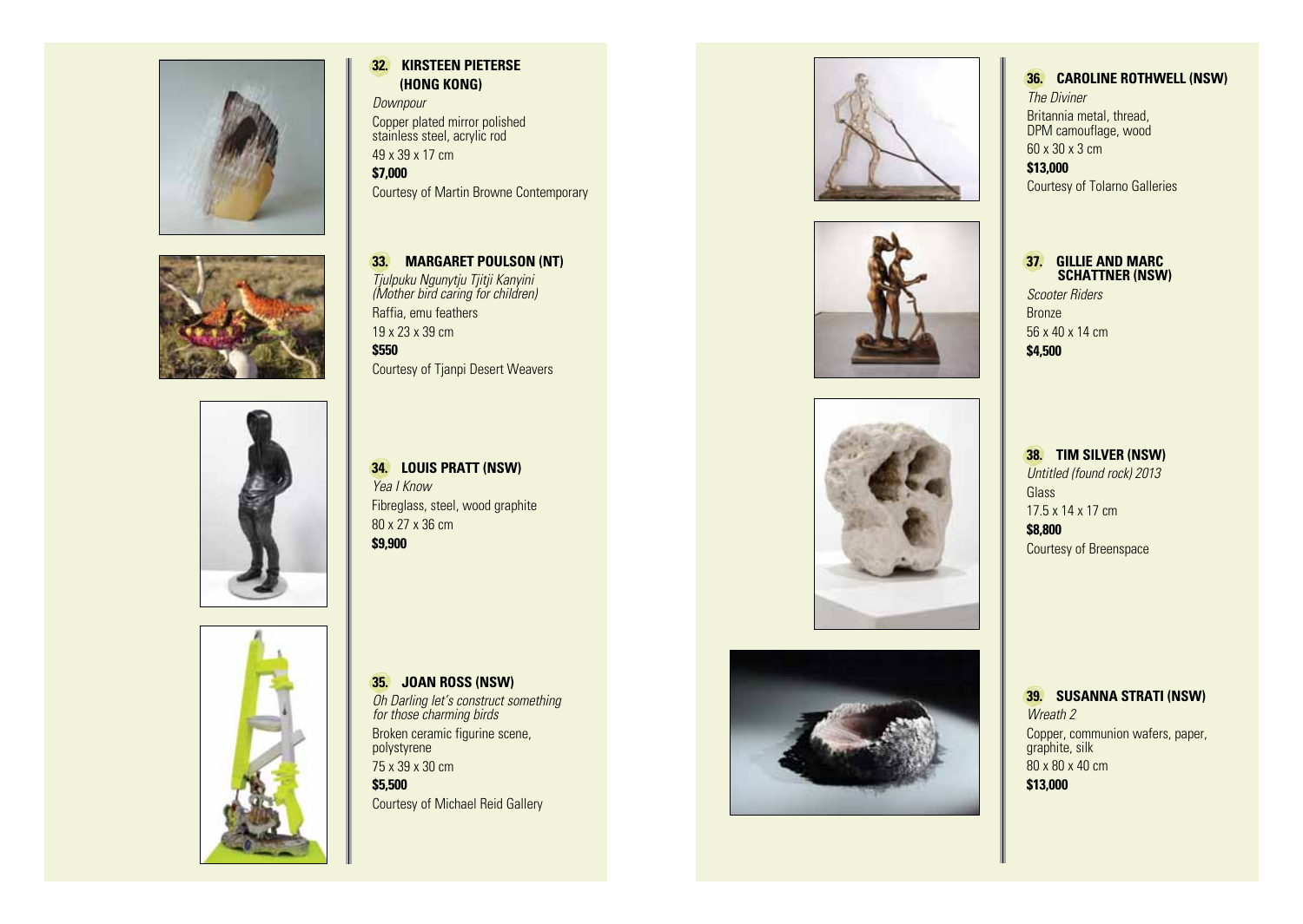### 32. KIRSTEEN PIETERSE (HONG KONG)

*Downpour*

Copper plated mirror polished stainless steel, acrylic rod

49 x 39 x 17 cm

**$7,000**

Courtesy of Martin Browne Contemporary

### 33. MARGARET POULSON (NT)

*Tjulpuku Ngunytju Tjitji Kanyini (Mother bird caring for children)*

Raffia, emu feathers

19 x 23 x 39 cm

**$550**

Courtesy of Tjanpi Desert Weavers

### 34. LOUIS PRATT (NSW)

*Yea I Know*

Fibreglass, steel, wood graphite

80 x 27 x 36 cm

**$9,900**

### 35. JOAN ROSS (NSW)

*Oh Darling let's construct something for those charming birds*

Broken ceramic figurine scene, polystyrene

75 x 39 x 30 cm

**$5,500**

Courtesy of Michael Reid Gallery

### 36. CAROLINE ROTHWELL (NSW)

*The Diviner*

Britannia metal, thread, DPM camouflage, wood

60 x 30 x 3 cm

**$13,000**

Courtesy of Tolarno Galleries

### 37. GILLIE AND MARC SCHATTNER (NSW)

*Scooter Riders*

Bronze

56 x 40 x 14 cm

**$4,500**

### 38. TIM SILVER (NSW)

*Untitled (found rock) 2013*

Glass

17.5 x 14 x 17 cm

**$8,800**

Courtesy of Breenspace

### 39. SUSANNA STRATI (NSW)

*Wreath 2*

Copper, communion wafers, paper, graphite, silk

80 x 80 x 40 cm

**$13,000**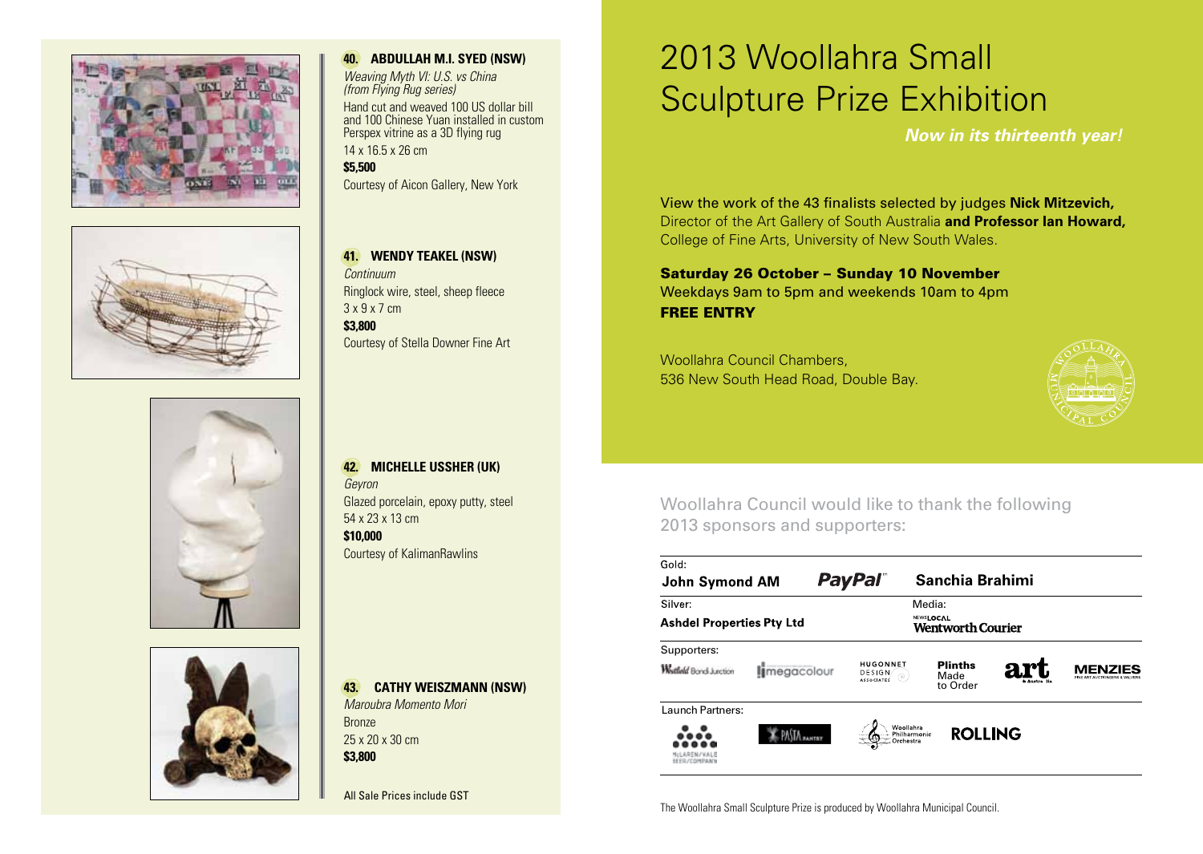### 40. ABDULLAH M.I. SYED (NSW)

*Weaving Myth VI: U.S. vs China (from Flying Rug series)*

Hand cut and weaved 100 US dollar bill and 100 Chinese Yuan installed in custom Perspex vitrine as a 3D flying rug

14 x 16.5 x 26 cm

**$5,500**

Courtesy of Aicon Gallery, New York

### 41. WENDY TEAKEL (NSW)

*Continuum*

Ringlock wire, steel, sheep fleece

3 x 9 x 7 cm

**$3,800**

Courtesy of Stella Downer Fine Art

### 42. MICHELLE USSHER (UK)

*Geyron*

Glazed porcelain, epoxy putty, steel

54 x 23 x 13 cm

**$10,000**

Courtesy of KalimanRawlins

### 43. CATHY WEISZMANN (NSW)

*Maroubra Momento Mori*

Bronze

25 x 20 x 30 cm

**$3,800**

All Sale Prices include GST

# 2013 Woollahra Small Sculpture Prize Exhibition

***Now in its thirteenth year!***

View the work of the 43 finalists selected by judges **Nick Mitzevich,** Director of the Art Gallery of South Australia **and Professor Ian Howard,** College of Fine Arts, University of New South Wales.

**Saturday 26 October – Sunday 10 November**

Weekdays 9am to 5pm and weekends 10am to 4pm

**FREE ENTRY**

Woollahra Council Chambers,
536 New South Head Road, Double Bay.

Woollahra Council would like to thank the following 2013 sponsors and supporters:

Gold:
**John Symond AM** | **PayPal** | **Sanchia Brahimi**

Silver:
**Ashdel Properties Pty Ltd**

Media:
**NEWSLOCAL Wentworth Courier**

Supporters:
Westfield Bondi Junction | megacolour | Hugonnet Design Associates | Plinths Made to Order | art | Menzies Fine Art Auctioneers & Valuers

Launch Partners:
McLaren/Vale Beer/Company | Pasta Pantry | Woollahra Philharmonic Orchestra | ROLLING

The Woollahra Small Sculpture Prize is produced by Woollahra Municipal Council.